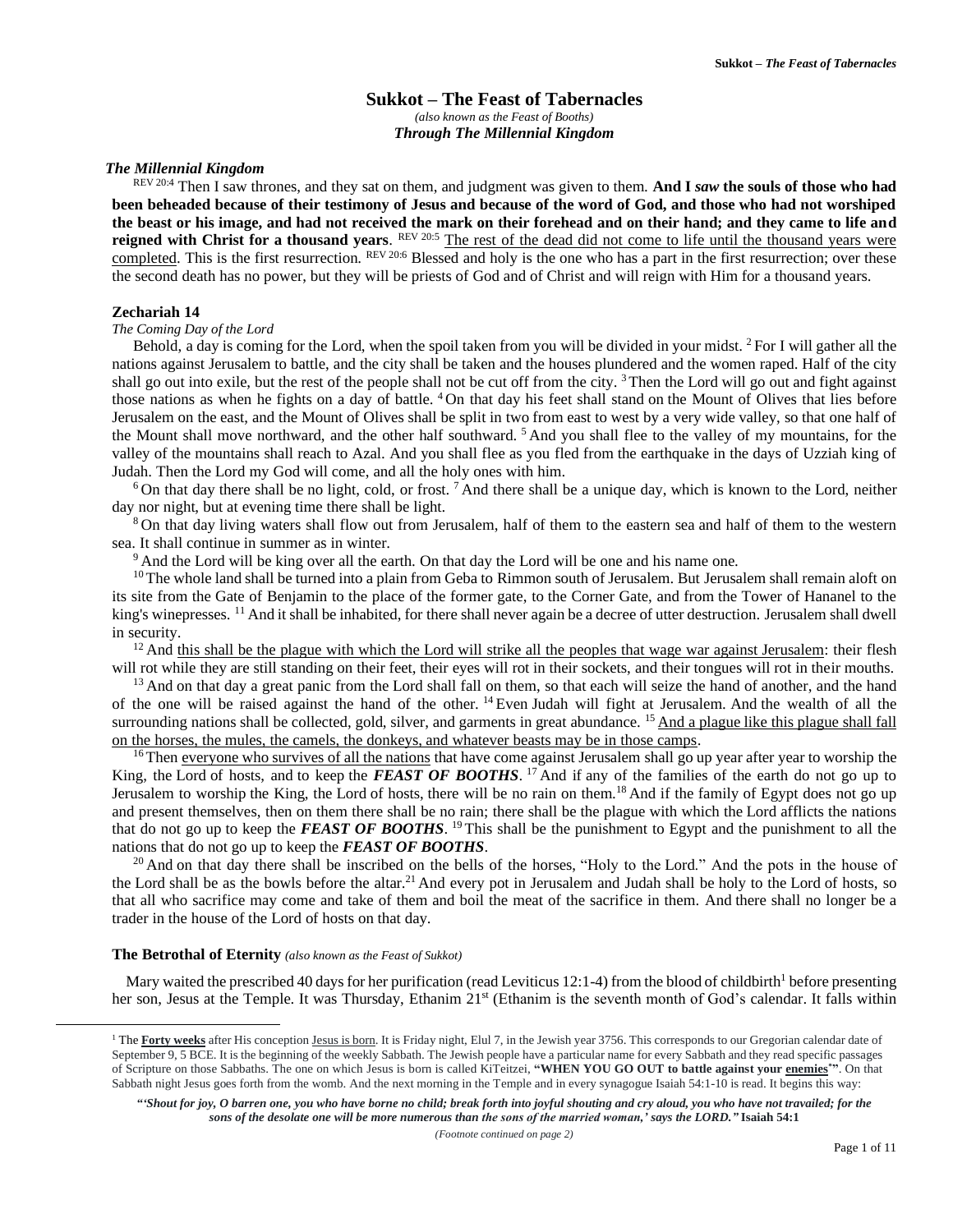# Sukkot – The Feast of Tabernacles

*(also known as the Feast of Booths)*

***Through The Millennial Kingdom***

### *The Millennial Kingdom*

REV 20:4 Then I saw thrones, and they sat on them, and judgment was given to them. **And I *saw* the souls of those who had been beheaded because of their testimony of Jesus and because of the word of God, and those who had not worshiped the beast or his image, and had not received the mark on their forehead and on their hand; and they came to life and reigned with Christ for a thousand years**. REV 20:5 <u>The rest of the dead did not come to life until the thousand years were completed</u>. This is the first resurrection. REV 20:6 Blessed and holy is the one who has a part in the first resurrection; over these the second death has no power, but they will be priests of God and of Christ and will reign with Him for a thousand years.

### Zechariah 14

*The Coming Day of the Lord*

Behold, a day is coming for the Lord, when the spoil taken from you will be divided in your midst. 2 For I will gather all the nations against Jerusalem to battle, and the city shall be taken and the houses plundered and the women raped. Half of the city shall go out into exile, but the rest of the people shall not be cut off from the city. 3 Then the Lord will go out and fight against those nations as when he fights on a day of battle. 4 On that day his feet shall stand on the Mount of Olives that lies before Jerusalem on the east, and the Mount of Olives shall be split in two from east to west by a very wide valley, so that one half of the Mount shall move northward, and the other half southward. 5 And you shall flee to the valley of my mountains, for the valley of the mountains shall reach to Azal. And you shall flee as you fled from the earthquake in the days of Uzziah king of Judah. Then the Lord my God will come, and all the holy ones with him.

6 On that day there shall be no light, cold, or frost. 7 And there shall be a unique day, which is known to the Lord, neither day nor night, but at evening time there shall be light.

8 On that day living waters shall flow out from Jerusalem, half of them to the eastern sea and half of them to the western sea. It shall continue in summer as in winter.

9 And the Lord will be king over all the earth. On that day the Lord will be one and his name one.

10 The whole land shall be turned into a plain from Geba to Rimmon south of Jerusalem. But Jerusalem shall remain aloft on its site from the Gate of Benjamin to the place of the former gate, to the Corner Gate, and from the Tower of Hananel to the king's winepresses. 11 And it shall be inhabited, for there shall never again be a decree of utter destruction. Jerusalem shall dwell in security.

12 And <u>this shall be the plague with which the Lord will strike all the peoples that wage war against Jerusalem</u>: their flesh will rot while they are still standing on their feet, their eyes will rot in their sockets, and their tongues will rot in their mouths.

13 And on that day a great panic from the Lord shall fall on them, so that each will seize the hand of another, and the hand of the one will be raised against the hand of the other. 14 Even Judah will fight at Jerusalem. And the wealth of all the surrounding nations shall be collected, gold, silver, and garments in great abundance. 15 <u>And a plague like this plague shall fall on the horses, the mules, the camels, the donkeys, and whatever beasts may be in those camps</u>.

16 Then <u>everyone who survives of all the nations</u> that have come against Jerusalem shall go up year after year to worship the King, the Lord of hosts, and to keep the ***FEAST OF BOOTHS***. 17 And if any of the families of the earth do not go up to Jerusalem to worship the King, the Lord of hosts, there will be no rain on them. 18 And if the family of Egypt does not go up and present themselves, then on them there shall be no rain; there shall be the plague with which the Lord afflicts the nations that do not go up to keep the ***FEAST OF BOOTHS***. 19 This shall be the punishment to Egypt and the punishment to all the nations that do not go up to keep the ***FEAST OF BOOTHS***.

20 And on that day there shall be inscribed on the bells of the horses, "Holy to the Lord." And the pots in the house of the Lord shall be as the bowls before the altar. 21 And every pot in Jerusalem and Judah shall be holy to the Lord of hosts, so that all who sacrifice may come and take of them and boil the meat of the sacrifice in them. And there shall no longer be a trader in the house of the Lord of hosts on that day.

### The Betrothal of Eternity *(also known as the Feast of Sukkot)*

Mary waited the prescribed 40 days for her purification (read Leviticus 12:1-4) from the blood of childbirth[1] before presenting her son, Jesus at the Temple. It was Thursday, Ethanim 21st (Ethanim is the seventh month of God's calendar. It falls within

---

[1] The **<u>Forty weeks</u>** after His conception <u>Jesus is born</u>. It is Friday night, Elul 7, in the Jewish year 3756. This corresponds to our Gregorian calendar date of September 9, 5 BCE. It is the beginning of the weekly Sabbath. The Jewish people have a particular name for every Sabbath and they read specific passages of Scripture on those Sabbaths. The one on which Jesus is born is called KiTeitzei, **"WHEN YOU GO OUT to battle against your <u>enemies</u>\*"**. On that Sabbath night Jesus goes forth from the womb. And the next morning in the Temple and in every synagogue Isaiah 54:1-10 is read. It begins this way:

***"'Shout for joy, O barren one, you who have borne no child; break forth into joyful shouting and cry aloud, you who have not travailed; for the sons of the desolate one will be more numerous than the sons of the married woman,' says the LORD."*** **Isaiah 54:1**

*(Footnote continued on page 2)*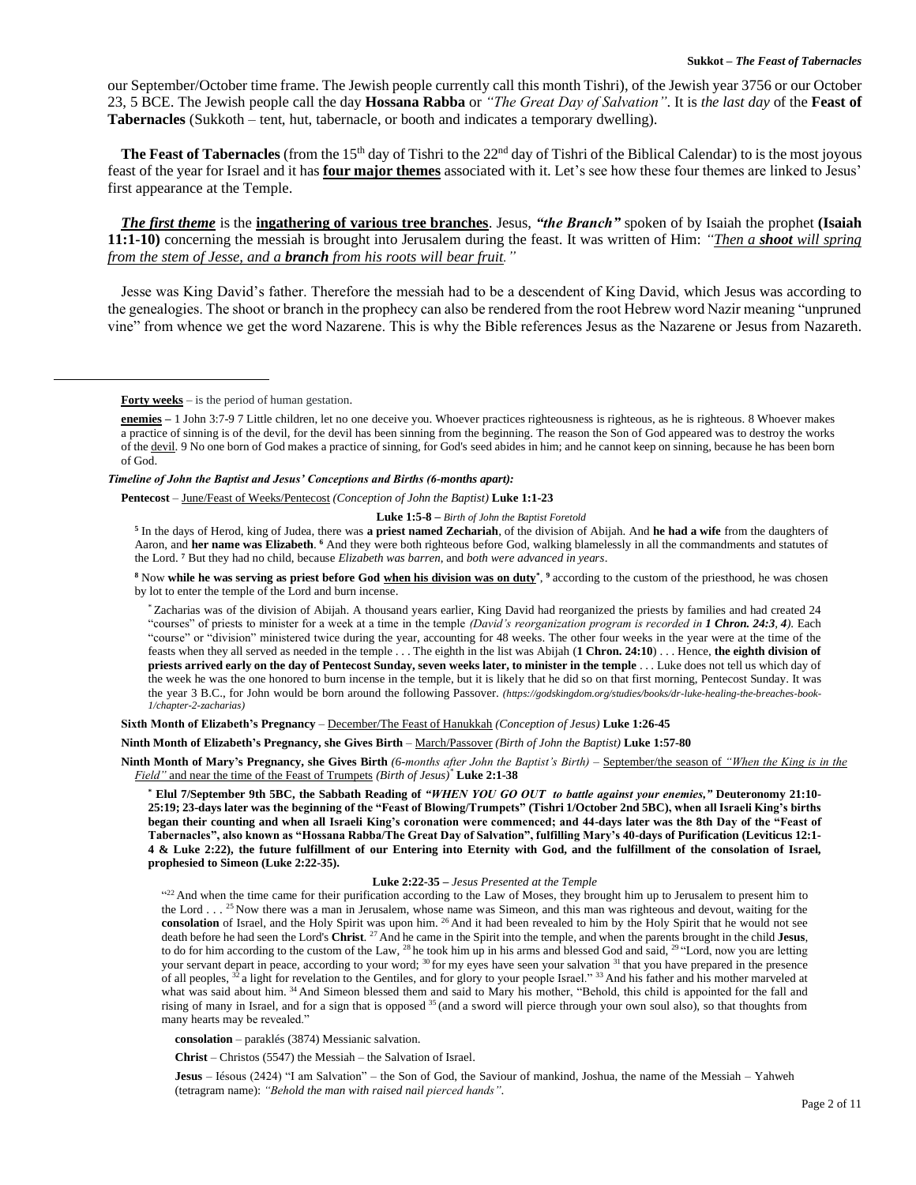our September/October time frame. The Jewish people currently call this month Tishri), of the Jewish year 3756 or our October 23, 5 BCE. The Jewish people call the day **Hossana Rabba** or *"The Great Day of Salvation"*. It is *the last day* of the **Feast of Tabernacles** (Sukkoth – tent, hut, tabernacle, or booth and indicates a temporary dwelling).

**The Feast of Tabernacles** (from the 15th day of Tishri to the 22nd day of Tishri of the Biblical Calendar) to is the most joyous feast of the year for Israel and it has **four major themes** associated with it. Let's see how these four themes are linked to Jesus' first appearance at the Temple.

***The first theme*** is the **ingathering of various tree branches**. Jesus, ***"the Branch"*** spoken of by Isaiah the prophet **(Isaiah 11:1-10)** concerning the messiah is brought into Jerusalem during the feast. It was written of Him: *"Then a **shoot** will spring from the stem of Jesse, and a **branch** from his roots will bear fruit."*

Jesse was King David's father. Therefore the messiah had to be a descendent of King David, which Jesus was according to the genealogies. The shoot or branch in the prophecy can also be rendered from the root Hebrew word Nazir meaning "unpruned vine" from whence we get the word Nazarene. This is why the Bible references Jesus as the Nazarene or Jesus from Nazareth.

---

**Forty weeks** – is the period of human gestation.

**enemies** – 1 John 3:7-9 7 Little children, let no one deceive you. Whoever practices righteousness is righteous, as he is righteous. 8 Whoever makes a practice of sinning is of the devil, for the devil has been sinning from the beginning. The reason the Son of God appeared was to destroy the works of the devil. 9 No one born of God makes a practice of sinning, for God's seed abides in him; and he cannot keep on sinning, because he has been born of God.

***Timeline of John the Baptist and Jesus' Conceptions and Births (6-months apart):***

**Pentecost** – June/Feast of Weeks/Pentecost *(Conception of John the Baptist)* **Luke 1:1-23**

**Luke 1:5-8 –** *Birth of John the Baptist Foretold*

[5] In the days of Herod, king of Judea, there was **a priest named Zechariah**, of the division of Abijah. And **he had a wife** from the daughters of Aaron, and **her name was Elizabeth**. [6] And they were both righteous before God, walking blamelessly in all the commandments and statutes of the Lord. [7] But they had no child, because *Elizabeth was barren*, and *both were advanced in years*.

[8] Now **while he was serving as priest before God when his division was on duty***, [9] according to the custom of the priesthood, he was chosen by lot to enter the temple of the Lord and burn incense.

* Zacharias was of the division of Abijah. A thousand years earlier, King David had reorganized the priests by families and had created 24 "courses" of priests to minister for a week at a time in the temple *(David's reorganization program is recorded in **1 Chron. 24:3, 4**)*. Each "course" or "division" ministered twice during the year, accounting for 48 weeks. The other four weeks in the year were at the time of the feasts when they all served as needed in the temple . . . The eighth in the list was Abijah (**1 Chron. 24:10**) . . . Hence, **the eighth division of priests arrived early on the day of Pentecost Sunday, seven weeks later, to minister in the temple** . . . Luke does not tell us which day of the week he was the one honored to burn incense in the temple, but it is likely that he did so on that first morning, Pentecost Sunday. It was the year 3 B.C., for John would be born around the following Passover. *(https://godskingdom.org/studies/books/dr-luke-healing-the-breaches-book-1/chapter-2-zacharias)*

**Sixth Month of Elizabeth's Pregnancy** – December/The Feast of Hanukkah *(Conception of Jesus)* **Luke 1:26-45**

**Ninth Month of Elizabeth's Pregnancy, she Gives Birth** – March/Passover *(Birth of John the Baptist)* **Luke 1:57-80**

**Ninth Month of Mary's Pregnancy, she Gives Birth** *(6-months after John the Baptist's Birth)* – September/the season of *"When the King is in the Field"* and near the time of the Feast of Trumpets *(Birth of Jesus)** **Luke 2:1-38**

**\* Elul 7/September 9th 5BC, the Sabbath Reading of *"WHEN YOU GO OUT to battle against your enemies,"* Deuteronomy 21:10-25:19; 23-days later was the beginning of the "Feast of Blowing/Trumpets" (Tishri 1/October 2nd 5BC), when all Israeli King's births began their counting and when all Israeli King's coronation were commenced; and 44-days later was the 8th Day of the "Feast of Tabernacles", also known as "Hossana Rabba/The Great Day of Salvation", fulfilling Mary's 40-days of Purification (Leviticus 12:1-4 & Luke 2:22), the future fulfillment of our Entering into Eternity with God, and the fulfillment of the consolation of Israel, prophesied to Simeon (Luke 2:22-35).**

**Luke 2:22-35 –** *Jesus Presented at the Temple*

"[22] And when the time came for their purification according to the Law of Moses, they brought him up to Jerusalem to present him to the Lord . . . [25] Now there was a man in Jerusalem, whose name was Simeon, and this man was righteous and devout, waiting for the **consolation** of Israel, and the Holy Spirit was upon him. [26] And it had been revealed to him by the Holy Spirit that he would not see death before he had seen the Lord's **Christ**. [27] And he came in the Spirit into the temple, and when the parents brought in the child **Jesus**, to do for him according to the custom of the Law, [28] he took him up in his arms and blessed God and said, [29] "Lord, now you are letting your servant depart in peace, according to your word; [30] for my eyes have seen your salvation [31] that you have prepared in the presence of all peoples, [32] a light for revelation to the Gentiles, and for glory to your people Israel." [33] And his father and his mother marveled at what was said about him. [34] And Simeon blessed them and said to Mary his mother, "Behold, this child is appointed for the fall and rising of many in Israel, and for a sign that is opposed [35] (and a sword will pierce through your own soul also), so that thoughts from many hearts may be revealed."

**consolation** – paraklés (3874) Messianic salvation.

**Christ** – Christos (5547) the Messiah – the Salvation of Israel.

**Jesus** – Iésous (2424) "I am Salvation" – the Son of God, the Saviour of mankind, Joshua, the name of the Messiah – Yahweh (tetragram name): *"Behold the man with raised nail pierced hands"*.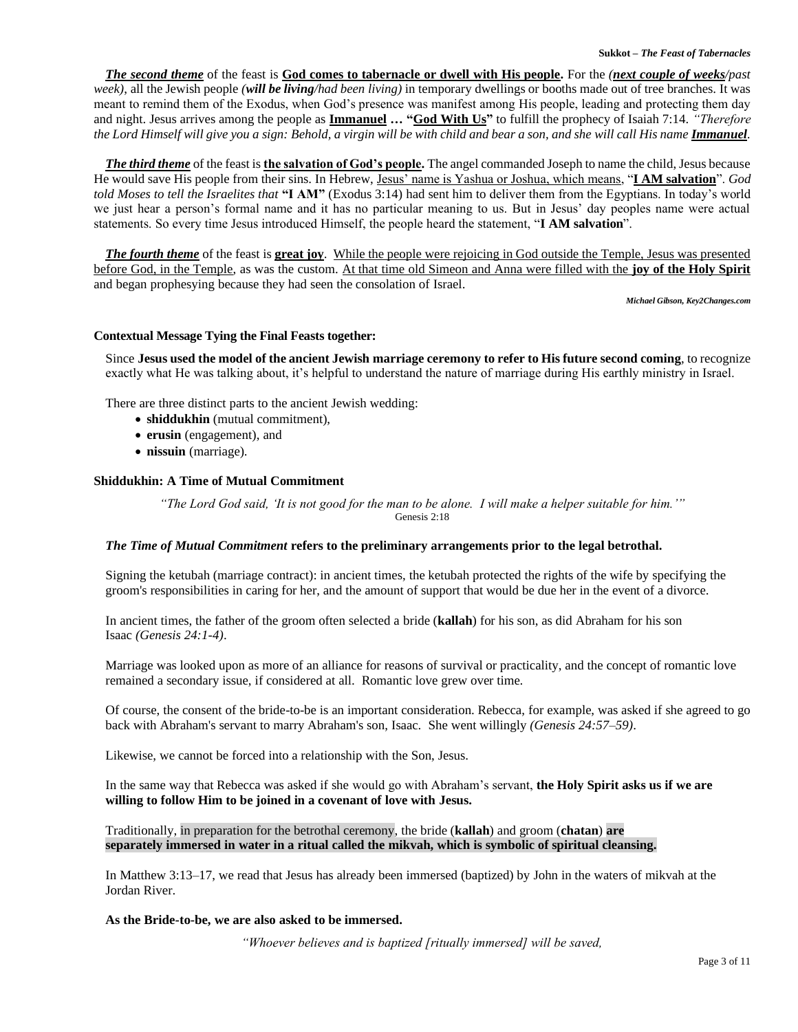***The second theme*** of the feast is **God comes to tabernacle or dwell with His people.** For the *(**next couple of weeks**/past week)*, all the Jewish people *(**will be living**/had been living)* in temporary dwellings or booths made out of tree branches. It was meant to remind them of the Exodus, when God's presence was manifest among His people, leading and protecting them day and night. Jesus arrives among the people as **Immanuel … "God With Us"** to fulfill the prophecy of Isaiah 7:14. *"Therefore the Lord Himself will give you a sign: Behold, a virgin will be with child and bear a son, and she will call His name **Immanuel**.*

***The third theme*** of the feast is **the salvation of God's people.** The angel commanded Joseph to name the child, Jesus because He would save His people from their sins. In Hebrew, Jesus' name is Yashua or Joshua, which means, "**I AM salvation**". *God told Moses to tell the Israelites that* **"I AM"** (Exodus 3:14) had sent him to deliver them from the Egyptians. In today's world we just hear a person's formal name and it has no particular meaning to us. But in Jesus' day peoples name were actual statements. So every time Jesus introduced Himself, the people heard the statement, "**I AM salvation**".

***The fourth theme*** of the feast is **great joy**. While the people were rejoicing in God outside the Temple, Jesus was presented before God, in the Temple, as was the custom. At that time old Simeon and Anna were filled with the **joy of the Holy Spirit** and began prophesying because they had seen the consolation of Israel.

***Michael Gibson, Key2Changes.com***

**Contextual Message Tying the Final Feasts together:**

Since **Jesus used the model of the ancient Jewish marriage ceremony to refer to His future second coming**, to recognize exactly what He was talking about, it's helpful to understand the nature of marriage during His earthly ministry in Israel.

There are three distinct parts to the ancient Jewish wedding:

- **shiddukhin** (mutual commitment),
- **erusin** (engagement), and
- **nissuin** (marriage).

**Shiddukhin: A Time of Mutual Commitment**

*"The Lord God said, 'It is not good for the man to be alone. I will make a helper suitable for him.'"*
Genesis 2:18

***The Time of Mutual Commitment*** **refers to the preliminary arrangements prior to the legal betrothal.**

Signing the ketubah (marriage contract): in ancient times, the ketubah protected the rights of the wife by specifying the groom's responsibilities in caring for her, and the amount of support that would be due her in the event of a divorce.

In ancient times, the father of the groom often selected a bride (**kallah**) for his son, as did Abraham for his son Isaac *(Genesis 24:1-4)*.

Marriage was looked upon as more of an alliance for reasons of survival or practicality, and the concept of romantic love remained a secondary issue, if considered at all. Romantic love grew over time.

Of course, the consent of the bride-to-be is an important consideration. Rebecca, for example, was asked if she agreed to go back with Abraham's servant to marry Abraham's son, Isaac. She went willingly *(Genesis 24:57–59)*.

Likewise, we cannot be forced into a relationship with the Son, Jesus.

In the same way that Rebecca was asked if she would go with Abraham's servant, **the Holy Spirit asks us if we are willing to follow Him to be joined in a covenant of love with Jesus.**

Traditionally, in preparation for the betrothal ceremony, the bride (**kallah**) and groom (**chatan**) **are separately immersed in water in a ritual called the mikvah, which is symbolic of spiritual cleansing.**

In Matthew 3:13–17, we read that Jesus has already been immersed (baptized) by John in the waters of mikvah at the Jordan River.

**As the Bride-to-be, we are also asked to be immersed.**

*"Whoever believes and is baptized [ritually immersed] will be saved,*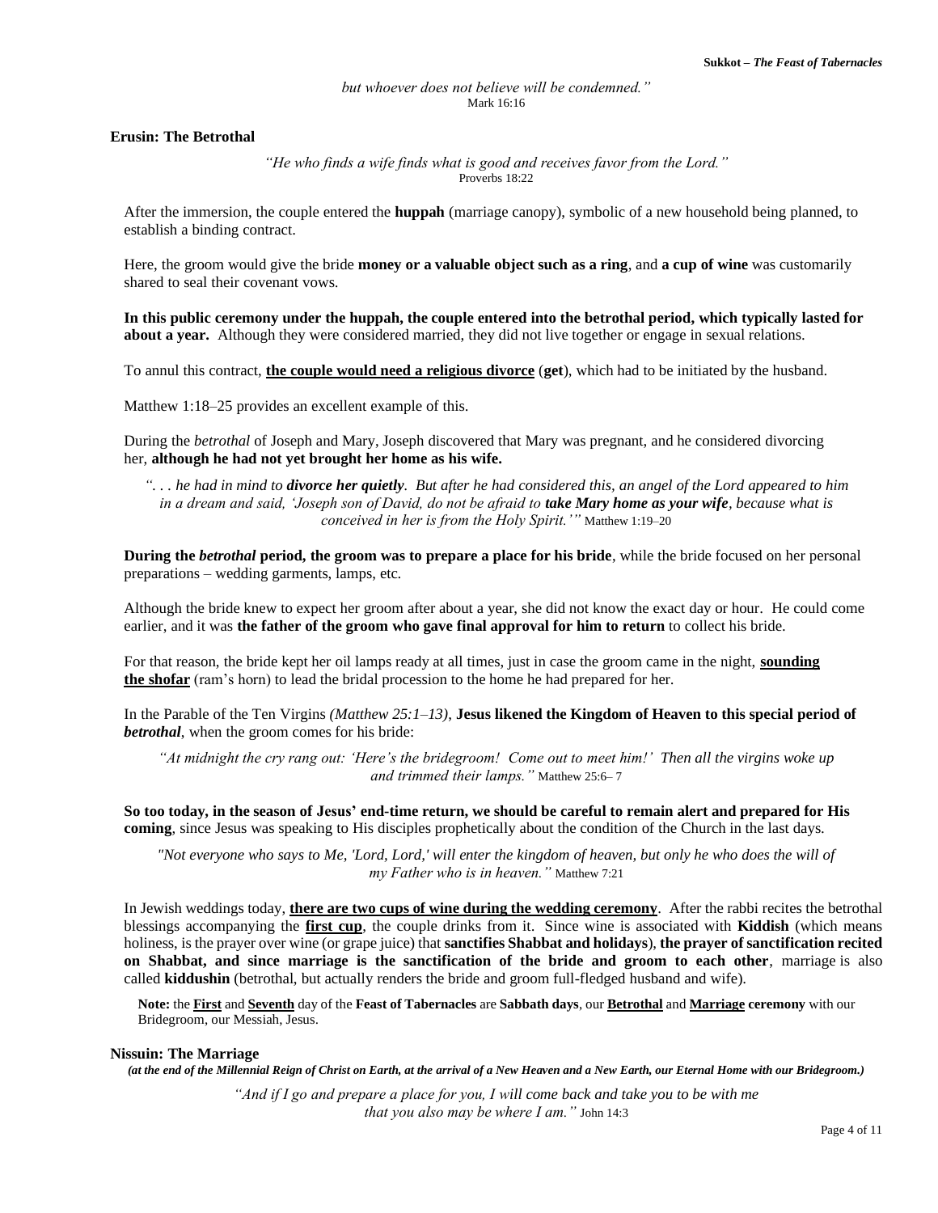*but whoever does not believe will be condemned."*
Mark 16:16

### Erusin: The Betrothal

*"He who finds a wife finds what is good and receives favor from the Lord."*
Proverbs 18:22

After the immersion, the couple entered the **huppah** (marriage canopy), symbolic of a new household being planned, to establish a binding contract.

Here, the groom would give the bride **money or a valuable object such as a ring**, and **a cup of wine** was customarily shared to seal their covenant vows.

**In this public ceremony under the huppah, the couple entered into the betrothal period, which typically lasted for about a year.** Although they were considered married, they did not live together or engage in sexual relations.

To annul this contract, **the couple would need a religious divorce** (**get**), which had to be initiated by the husband.

Matthew 1:18–25 provides an excellent example of this.

During the *betrothal* of Joseph and Mary, Joseph discovered that Mary was pregnant, and he considered divorcing her, **although he had not yet brought her home as his wife.**

*". . . he had in mind to **divorce her quietly**. But after he had considered this, an angel of the Lord appeared to him in a dream and said, 'Joseph son of David, do not be afraid to **take Mary home as your wife**, because what is conceived in her is from the Holy Spirit.'"* Matthew 1:19–20

**During the *betrothal* period, the groom was to prepare a place for his bride**, while the bride focused on her personal preparations – wedding garments, lamps, etc.

Although the bride knew to expect her groom after about a year, she did not know the exact day or hour. He could come earlier, and it was **the father of the groom who gave final approval for him to return** to collect his bride.

For that reason, the bride kept her oil lamps ready at all times, just in case the groom came in the night, **sounding the shofar** (ram's horn) to lead the bridal procession to the home he had prepared for her.

In the Parable of the Ten Virgins *(Matthew 25:1–13)*, **Jesus likened the Kingdom of Heaven to this special period of *betrothal***, when the groom comes for his bride:

*"At midnight the cry rang out: 'Here's the bridegroom! Come out to meet him!' Then all the virgins woke up and trimmed their lamps."* Matthew 25:6– 7

**So too today, in the season of Jesus' end-time return, we should be careful to remain alert and prepared for His coming**, since Jesus was speaking to His disciples prophetically about the condition of the Church in the last days.

*"Not everyone who says to Me, 'Lord, Lord,' will enter the kingdom of heaven, but only he who does the will of my Father who is in heaven."* Matthew 7:21

In Jewish weddings today, **there are two cups of wine during the wedding ceremony**. After the rabbi recites the betrothal blessings accompanying the **first cup**, the couple drinks from it. Since wine is associated with **Kiddish** (which means holiness, is the prayer over wine (or grape juice) that **sanctifies Shabbat and holidays**), **the prayer of sanctification recited on Shabbat, and since marriage is the sanctification of the bride and groom to each other**, marriage is also called **kiddushin** (betrothal, but actually renders the bride and groom full-fledged husband and wife).

**Note:** the **First** and **Seventh** day of the **Feast of Tabernacles** are **Sabbath days**, our **Betrothal** and **Marriage ceremony** with our Bridegroom, our Messiah, Jesus.

### Nissuin: The Marriage

***(at the end of the Millennial Reign of Christ on Earth, at the arrival of a New Heaven and a New Earth, our Eternal Home with our Bridegroom.)***

*"And if I go and prepare a place for you, I will come back and take you to be with me that you also may be where I am."* John 14:3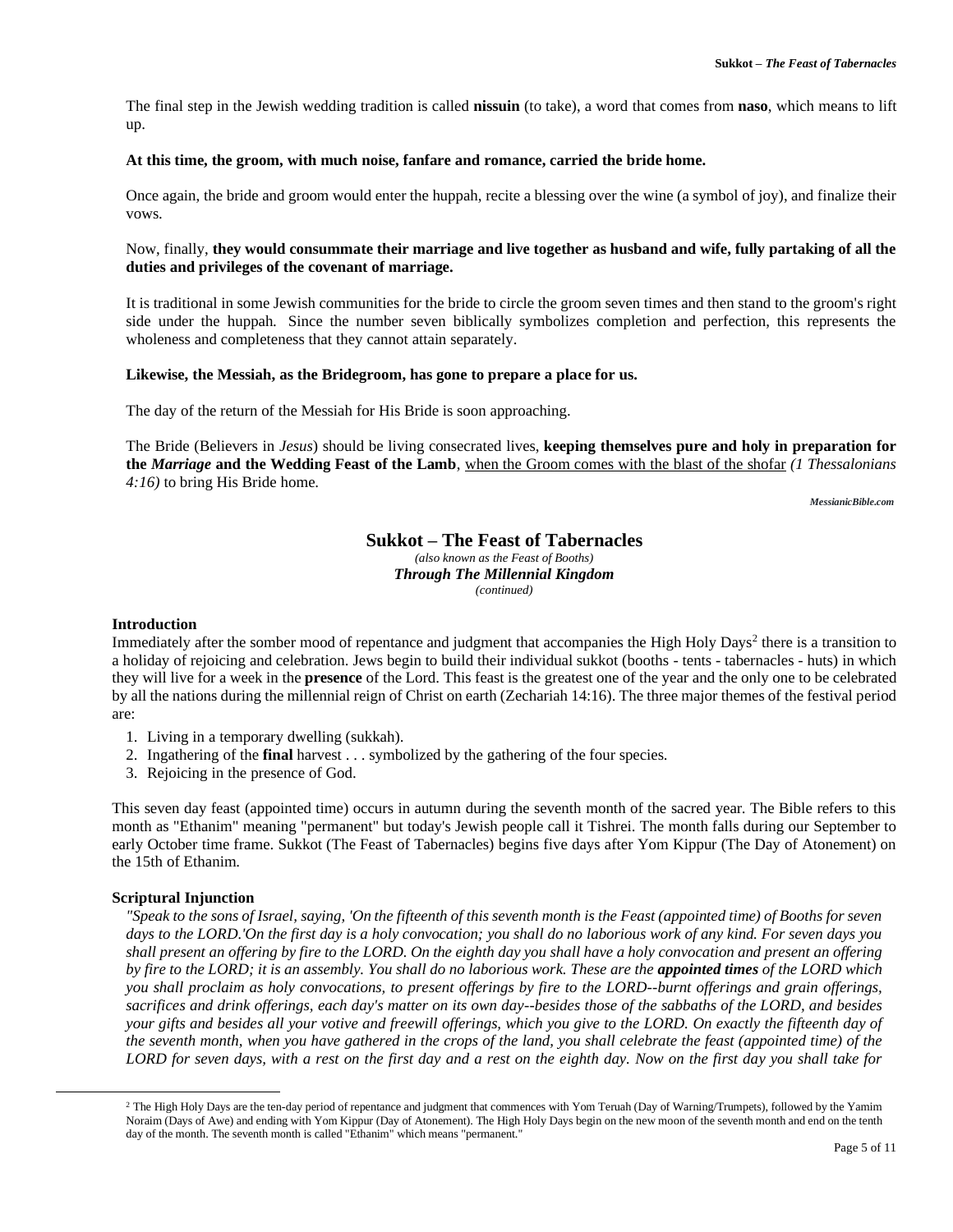The final step in the Jewish wedding tradition is called **nissuin** (to take), a word that comes from **naso**, which means to lift up.

**At this time, the groom, with much noise, fanfare and romance, carried the bride home.**

Once again, the bride and groom would enter the huppah, recite a blessing over the wine (a symbol of joy), and finalize their vows.

Now, finally, **they would consummate their marriage and live together as husband and wife, fully partaking of all the duties and privileges of the covenant of marriage.**

It is traditional in some Jewish communities for the bride to circle the groom seven times and then stand to the groom's right side under the huppah. Since the number seven biblically symbolizes completion and perfection, this represents the wholeness and completeness that they cannot attain separately.

**Likewise, the Messiah, as the Bridegroom, has gone to prepare a place for us.**

The day of the return of the Messiah for His Bride is soon approaching.

The Bride (Believers in *Jesus*) should be living consecrated lives, **keeping themselves pure and holy in preparation for the *Marriage* and the Wedding Feast of the Lamb**, <u>when the Groom comes with the blast of the shofar</u> *(1 Thessalonians 4:16)* to bring His Bride home.

***MessianicBible.com***

## Sukkot – The Feast of Tabernacles

*(also known as the Feast of Booths)*

***Through The Millennial Kingdom***

*(continued)*

### Introduction

Immediately after the somber mood of repentance and judgment that accompanies the High Holy Days[2] there is a transition to a holiday of rejoicing and celebration. Jews begin to build their individual sukkot (booths - tents - tabernacles - huts) in which they will live for a week in the **presence** of the Lord. This feast is the greatest one of the year and the only one to be celebrated by all the nations during the millennial reign of Christ on earth (Zechariah 14:16). The three major themes of the festival period are:

1. Living in a temporary dwelling (sukkah).
2. Ingathering of the **final** harvest . . . symbolized by the gathering of the four species.
3. Rejoicing in the presence of God.

This seven day feast (appointed time) occurs in autumn during the seventh month of the sacred year. The Bible refers to this month as "Ethanim" meaning "permanent" but today's Jewish people call it Tishrei. The month falls during our September to early October time frame. Sukkot (The Feast of Tabernacles) begins five days after Yom Kippur (The Day of Atonement) on the 15th of Ethanim.

### Scriptural Injunction

*"Speak to the sons of Israel, saying, 'On the fifteenth of this seventh month is the Feast (appointed time) of Booths for seven days to the LORD.'On the first day is a holy convocation; you shall do no laborious work of any kind. For seven days you shall present an offering by fire to the LORD. On the eighth day you shall have a holy convocation and present an offering by fire to the LORD; it is an assembly. You shall do no laborious work. These are the **appointed times** of the LORD which you shall proclaim as holy convocations, to present offerings by fire to the LORD--burnt offerings and grain offerings, sacrifices and drink offerings, each day's matter on its own day--besides those of the sabbaths of the LORD, and besides your gifts and besides all your votive and freewill offerings, which you give to the LORD. On exactly the fifteenth day of the seventh month, when you have gathered in the crops of the land, you shall celebrate the feast (appointed time) of the LORD for seven days, with a rest on the first day and a rest on the eighth day. Now on the first day you shall take for*

[2] The High Holy Days are the ten-day period of repentance and judgment that commences with Yom Teruah (Day of Warning/Trumpets), followed by the Yamim Noraim (Days of Awe) and ending with Yom Kippur (Day of Atonement). The High Holy Days begin on the new moon of the seventh month and end on the tenth day of the month. The seventh month is called "Ethanim" which means "permanent."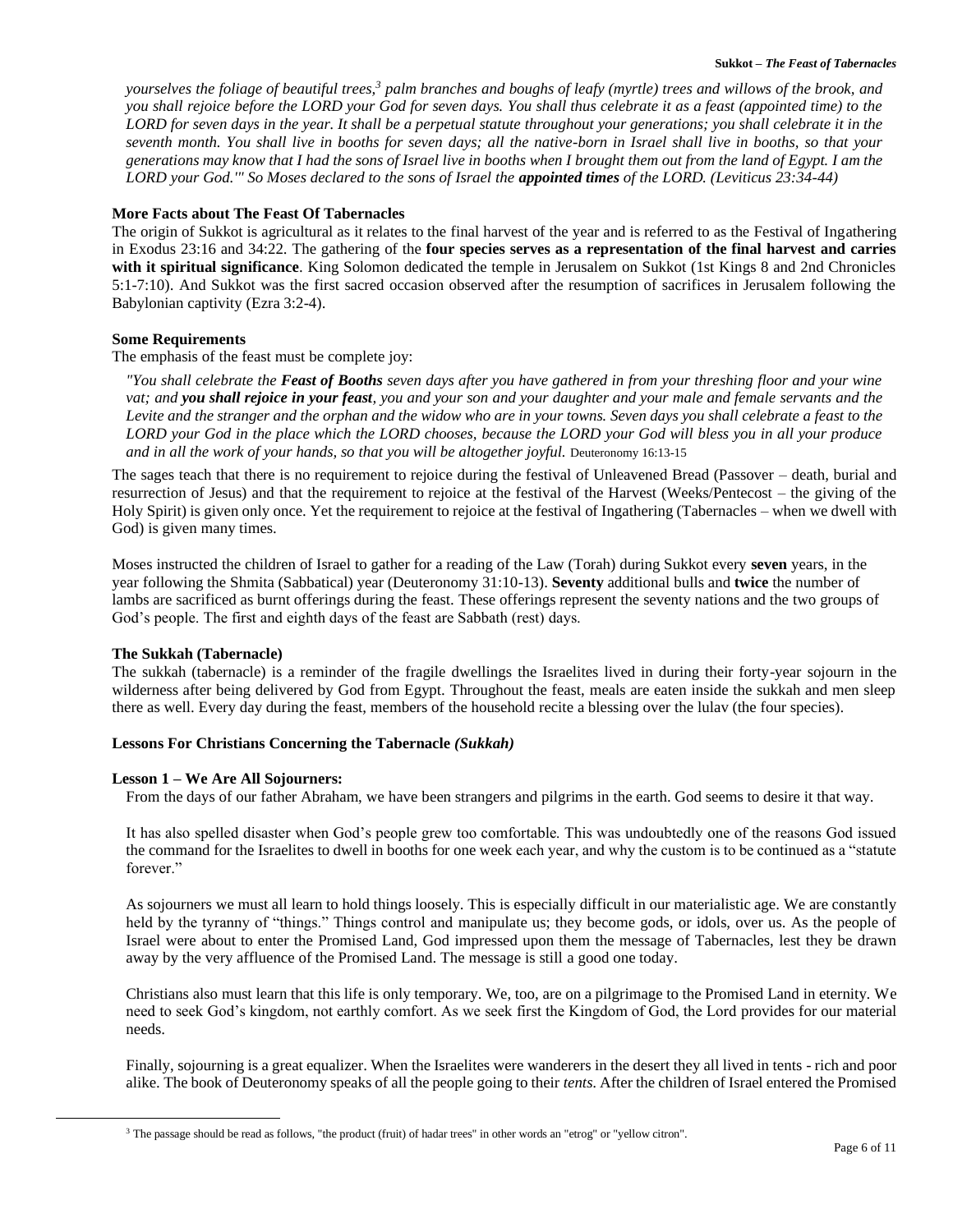*yourselves the foliage of beautiful trees,*[3] *palm branches and boughs of leafy (myrtle) trees and willows of the brook, and you shall rejoice before the LORD your God for seven days. You shall thus celebrate it as a feast (appointed time) to the LORD for seven days in the year. It shall be a perpetual statute throughout your generations; you shall celebrate it in the seventh month. You shall live in booths for seven days; all the native-born in Israel shall live in booths, so that your generations may know that I had the sons of Israel live in booths when I brought them out from the land of Egypt. I am the LORD your God.'" So Moses declared to the sons of Israel the* ***appointed times*** *of the LORD. (Leviticus 23:34-44)*

### More Facts about The Feast Of Tabernacles

The origin of Sukkot is agricultural as it relates to the final harvest of the year and is referred to as the Festival of Ingathering in Exodus 23:16 and 34:22. The gathering of the **four species serves as a representation of the final harvest and carries with it spiritual significance**. King Solomon dedicated the temple in Jerusalem on Sukkot (1st Kings 8 and 2nd Chronicles 5:1-7:10). And Sukkot was the first sacred occasion observed after the resumption of sacrifices in Jerusalem following the Babylonian captivity (Ezra 3:2-4).

### Some Requirements

The emphasis of the feast must be complete joy:

> *"You shall celebrate the* ***Feast of Booths*** *seven days after you have gathered in from your threshing floor and your wine vat; and* ***you shall rejoice in your feast****, you and your son and your daughter and your male and female servants and the Levite and the stranger and the orphan and the widow who are in your towns. Seven days you shall celebrate a feast to the LORD your God in the place which the LORD chooses, because the LORD your God will bless you in all your produce and in all the work of your hands, so that you will be altogether joyful.* Deuteronomy 16:13-15

The sages teach that there is no requirement to rejoice during the festival of Unleavened Bread (Passover – death, burial and resurrection of Jesus) and that the requirement to rejoice at the festival of the Harvest (Weeks/Pentecost – the giving of the Holy Spirit) is given only once. Yet the requirement to rejoice at the festival of Ingathering (Tabernacles – when we dwell with God) is given many times.

Moses instructed the children of Israel to gather for a reading of the Law (Torah) during Sukkot every **seven** years, in the year following the Shmita (Sabbatical) year (Deuteronomy 31:10-13). **Seventy** additional bulls and **twice** the number of lambs are sacrificed as burnt offerings during the feast. These offerings represent the seventy nations and the two groups of God's people. The first and eighth days of the feast are Sabbath (rest) days.

### The Sukkah (Tabernacle)

The sukkah (tabernacle) is a reminder of the fragile dwellings the Israelites lived in during their forty-year sojourn in the wilderness after being delivered by God from Egypt. Throughout the feast, meals are eaten inside the sukkah and men sleep there as well. Every day during the feast, members of the household recite a blessing over the lulav (the four species).

### Lessons For Christians Concerning the Tabernacle *(Sukkah)*

#### Lesson 1 – We Are All Sojourners:

From the days of our father Abraham, we have been strangers and pilgrims in the earth. God seems to desire it that way.

It has also spelled disaster when God's people grew too comfortable. This was undoubtedly one of the reasons God issued the command for the Israelites to dwell in booths for one week each year, and why the custom is to be continued as a "statute forever."

As sojourners we must all learn to hold things loosely. This is especially difficult in our materialistic age. We are constantly held by the tyranny of "things." Things control and manipulate us; they become gods, or idols, over us. As the people of Israel were about to enter the Promised Land, God impressed upon them the message of Tabernacles, lest they be drawn away by the very affluence of the Promised Land. The message is still a good one today.

Christians also must learn that this life is only temporary. We, too, are on a pilgrimage to the Promised Land in eternity. We need to seek God's kingdom, not earthly comfort. As we seek first the Kingdom of God, the Lord provides for our material needs.

Finally, sojourning is a great equalizer. When the Israelites were wanderers in the desert they all lived in tents - rich and poor alike. The book of Deuteronomy speaks of all the people going to their *tents*. After the children of Israel entered the Promised

[3] The passage should be read as follows, "the product (fruit) of hadar trees" in other words an "etrog" or "yellow citron".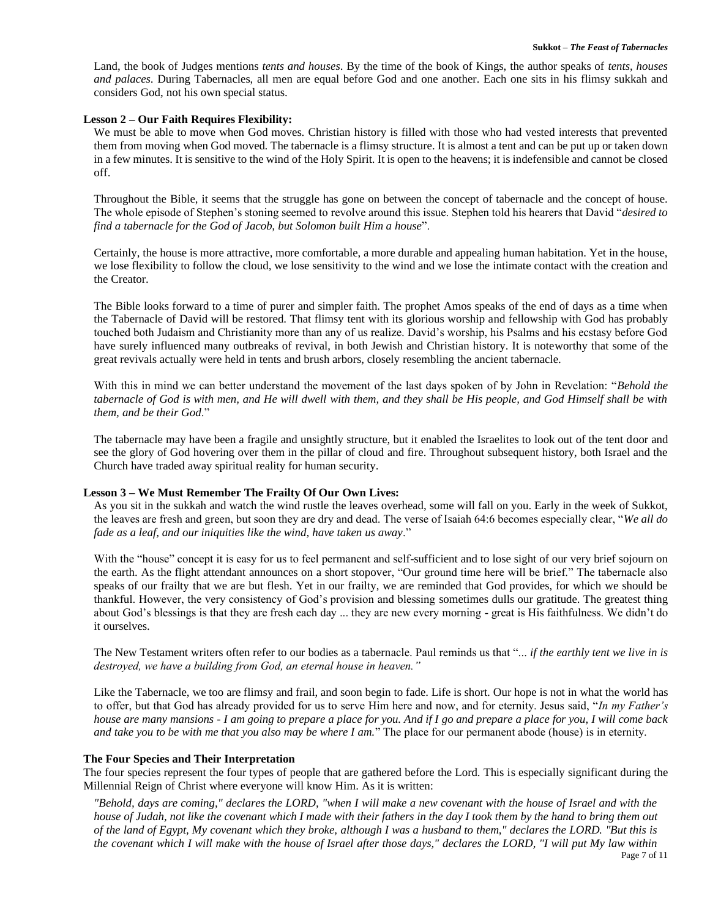Land, the book of Judges mentions *tents and houses*. By the time of the book of Kings, the author speaks of *tents, houses and palaces*. During Tabernacles, all men are equal before God and one another. Each one sits in his flimsy sukkah and considers God, not his own special status.

**Lesson 2 – Our Faith Requires Flexibility:**

We must be able to move when God moves. Christian history is filled with those who had vested interests that prevented them from moving when God moved. The tabernacle is a flimsy structure. It is almost a tent and can be put up or taken down in a few minutes. It is sensitive to the wind of the Holy Spirit. It is open to the heavens; it is indefensible and cannot be closed off.

Throughout the Bible, it seems that the struggle has gone on between the concept of tabernacle and the concept of house. The whole episode of Stephen's stoning seemed to revolve around this issue. Stephen told his hearers that David "*desired to find a tabernacle for the God of Jacob, but Solomon built Him a house*".

Certainly, the house is more attractive, more comfortable, a more durable and appealing human habitation. Yet in the house, we lose flexibility to follow the cloud, we lose sensitivity to the wind and we lose the intimate contact with the creation and the Creator.

The Bible looks forward to a time of purer and simpler faith. The prophet Amos speaks of the end of days as a time when the Tabernacle of David will be restored. That flimsy tent with its glorious worship and fellowship with God has probably touched both Judaism and Christianity more than any of us realize. David's worship, his Psalms and his ecstasy before God have surely influenced many outbreaks of revival, in both Jewish and Christian history. It is noteworthy that some of the great revivals actually were held in tents and brush arbors, closely resembling the ancient tabernacle.

With this in mind we can better understand the movement of the last days spoken of by John in Revelation: "*Behold the tabernacle of God is with men, and He will dwell with them, and they shall be His people, and God Himself shall be with them, and be their God*."

The tabernacle may have been a fragile and unsightly structure, but it enabled the Israelites to look out of the tent door and see the glory of God hovering over them in the pillar of cloud and fire. Throughout subsequent history, both Israel and the Church have traded away spiritual reality for human security.

**Lesson 3 – We Must Remember The Frailty Of Our Own Lives:**

As you sit in the sukkah and watch the wind rustle the leaves overhead, some will fall on you. Early in the week of Sukkot, the leaves are fresh and green, but soon they are dry and dead. The verse of Isaiah 64:6 becomes especially clear, "*We all do fade as a leaf, and our iniquities like the wind, have taken us away*."

With the "house" concept it is easy for us to feel permanent and self-sufficient and to lose sight of our very brief sojourn on the earth. As the flight attendant announces on a short stopover, "Our ground time here will be brief." The tabernacle also speaks of our frailty that we are but flesh. Yet in our frailty, we are reminded that God provides, for which we should be thankful. However, the very consistency of God's provision and blessing sometimes dulls our gratitude. The greatest thing about God's blessings is that they are fresh each day ... they are new every morning - great is His faithfulness. We didn't do it ourselves.

The New Testament writers often refer to our bodies as a tabernacle. Paul reminds us that "... *if the earthly tent we live in is destroyed, we have a building from God, an eternal house in heaven."*

Like the Tabernacle, we too are flimsy and frail, and soon begin to fade. Life is short. Our hope is not in what the world has to offer, but that God has already provided for us to serve Him here and now, and for eternity. Jesus said, "*In my Father's house are many mansions - I am going to prepare a place for you. And if I go and prepare a place for you, I will come back and take you to be with me that you also may be where I am.*" The place for our permanent abode (house) is in eternity.

**The Four Species and Their Interpretation**

The four species represent the four types of people that are gathered before the Lord. This is especially significant during the Millennial Reign of Christ where everyone will know Him. As it is written:

*"Behold, days are coming," declares the LORD, "when I will make a new covenant with the house of Israel and with the house of Judah, not like the covenant which I made with their fathers in the day I took them by the hand to bring them out of the land of Egypt, My covenant which they broke, although I was a husband to them," declares the LORD. "But this is the covenant which I will make with the house of Israel after those days," declares the LORD, "I will put My law within*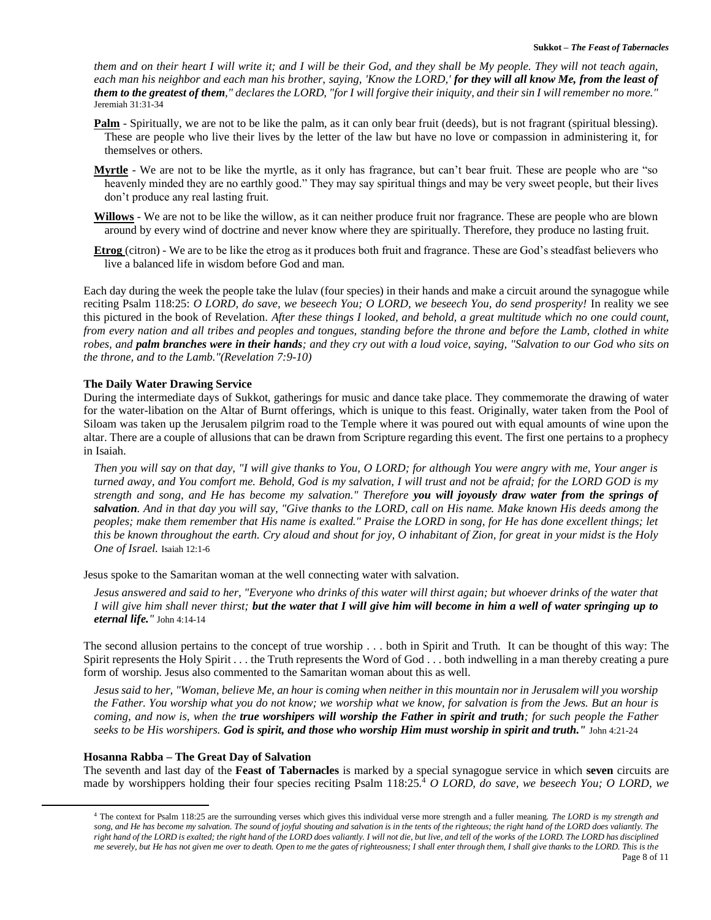*them and on their heart I will write it; and I will be their God, and they shall be My people. They will not teach again, each man his neighbor and each man his brother, saying, 'Know the LORD,'* ***for they will all know Me, from the least of them to the greatest of them****," declares the LORD, "for I will forgive their iniquity, and their sin I will remember no more."* Jeremiah 31:31-34

**Palm** - Spiritually, we are not to be like the palm, as it can only bear fruit (deeds), but is not fragrant (spiritual blessing). These are people who live their lives by the letter of the law but have no love or compassion in administering it, for themselves or others.

**Myrtle** - We are not to be like the myrtle, as it only has fragrance, but can't bear fruit. These are people who are "so heavenly minded they are no earthly good." They may say spiritual things and may be very sweet people, but their lives don't produce any real lasting fruit.

**Willows** - We are not to be like the willow, as it can neither produce fruit nor fragrance. These are people who are blown around by every wind of doctrine and never know where they are spiritually. Therefore, they produce no lasting fruit.

**Etrog** (citron) - We are to be like the etrog as it produces both fruit and fragrance. These are God's steadfast believers who live a balanced life in wisdom before God and man.

Each day during the week the people take the lulav (four species) in their hands and make a circuit around the synagogue while reciting Psalm 118:25: *O LORD, do save, we beseech You; O LORD, we beseech You, do send prosperity!* In reality we see this pictured in the book of Revelation. *After these things I looked, and behold, a great multitude which no one could count, from every nation and all tribes and peoples and tongues, standing before the throne and before the Lamb, clothed in white robes, and* ***palm branches were in their hands****; and they cry out with a loud voice, saying, "Salvation to our God who sits on the throne, and to the Lamb."(Revelation 7:9-10)*

### The Daily Water Drawing Service

During the intermediate days of Sukkot, gatherings for music and dance take place. They commemorate the drawing of water for the water-libation on the Altar of Burnt offerings, which is unique to this feast. Originally, water taken from the Pool of Siloam was taken up the Jerusalem pilgrim road to the Temple where it was poured out with equal amounts of wine upon the altar. There are a couple of allusions that can be drawn from Scripture regarding this event. The first one pertains to a prophecy in Isaiah.

*Then you will say on that day, "I will give thanks to You, O LORD; for although You were angry with me, Your anger is turned away, and You comfort me. Behold, God is my salvation, I will trust and not be afraid; for the LORD GOD is my strength and song, and He has become my salvation." Therefore* ***you will joyously draw water from the springs of salvation****. And in that day you will say, "Give thanks to the LORD, call on His name. Make known His deeds among the peoples; make them remember that His name is exalted." Praise the LORD in song, for He has done excellent things; let this be known throughout the earth. Cry aloud and shout for joy, O inhabitant of Zion, for great in your midst is the Holy One of Israel.* Isaiah 12:1-6

Jesus spoke to the Samaritan woman at the well connecting water with salvation.

*Jesus answered and said to her, "Everyone who drinks of this water will thirst again; but whoever drinks of the water that I will give him shall never thirst;* ***but the water that I will give him will become in him a well of water springing up to eternal life."*** John 4:14-14

The second allusion pertains to the concept of true worship . . . both in Spirit and Truth. It can be thought of this way: The Spirit represents the Holy Spirit . . . the Truth represents the Word of God . . . both indwelling in a man thereby creating a pure form of worship. Jesus also commented to the Samaritan woman about this as well.

*Jesus said to her, "Woman, believe Me, an hour is coming when neither in this mountain nor in Jerusalem will you worship the Father. You worship what you do not know; we worship what we know, for salvation is from the Jews. But an hour is coming, and now is, when the* ***true worshipers will worship the Father in spirit and truth****; for such people the Father seeks to be His worshipers.* ***God is spirit, and those who worship Him must worship in spirit and truth."*** John 4:21-24

### Hosanna Rabba – The Great Day of Salvation

The seventh and last day of the **Feast of Tabernacles** is marked by a special synagogue service in which **seven** circuits are made by worshippers holding their four species reciting Psalm 118:25.[4] *O LORD, do save, we beseech You; O LORD, we*

[4] The context for Psalm 118:25 are the surrounding verses which gives this individual verse more strength and a fuller meaning. *The LORD is my strength and song, and He has become my salvation. The sound of joyful shouting and salvation is in the tents of the righteous; the right hand of the LORD does valiantly. The right hand of the LORD is exalted; the right hand of the LORD does valiantly. I will not die, but live, and tell of the works of the LORD. The LORD has disciplined me severely, but He has not given me over to death. Open to me the gates of righteousness; I shall enter through them, I shall give thanks to the LORD. This is the*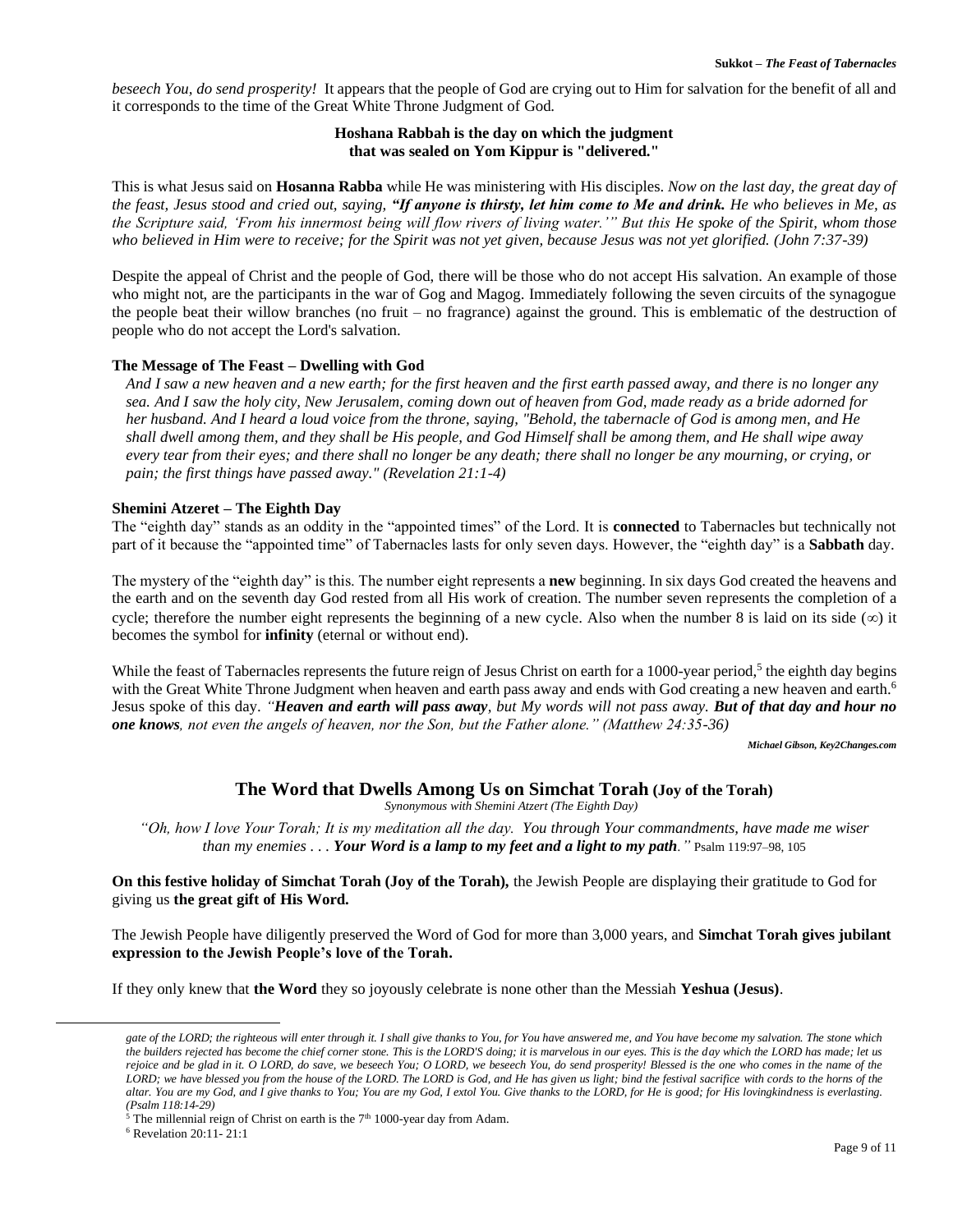*beseech You, do send prosperity!* It appears that the people of God are crying out to Him for salvation for the benefit of all and it corresponds to the time of the Great White Throne Judgment of God.

**Hoshana Rabbah is the day on which the judgment that was sealed on Yom Kippur is "delivered."**

This is what Jesus said on **Hosanna Rabba** while He was ministering with His disciples. *Now on the last day, the great day of the feast, Jesus stood and cried out, saying, **"If anyone is thirsty, let him come to Me and drink.** He who believes in Me, as the Scripture said, 'From his innermost being will flow rivers of living water.'" But this He spoke of the Spirit, whom those who believed in Him were to receive; for the Spirit was not yet given, because Jesus was not yet glorified. (John 7:37-39)*

Despite the appeal of Christ and the people of God, there will be those who do not accept His salvation. An example of those who might not, are the participants in the war of Gog and Magog. Immediately following the seven circuits of the synagogue the people beat their willow branches (no fruit – no fragrance) against the ground. This is emblematic of the destruction of people who do not accept the Lord's salvation.

**The Message of The Feast – Dwelling with God**

*And I saw a new heaven and a new earth; for the first heaven and the first earth passed away, and there is no longer any sea. And I saw the holy city, New Jerusalem, coming down out of heaven from God, made ready as a bride adorned for her husband. And I heard a loud voice from the throne, saying, "Behold, the tabernacle of God is among men, and He shall dwell among them, and they shall be His people, and God Himself shall be among them, and He shall wipe away every tear from their eyes; and there shall no longer be any death; there shall no longer be any mourning, or crying, or pain; the first things have passed away." (Revelation 21:1-4)*

**Shemini Atzeret – The Eighth Day**

The "eighth day" stands as an oddity in the "appointed times" of the Lord. It is **connected** to Tabernacles but technically not part of it because the "appointed time" of Tabernacles lasts for only seven days. However, the "eighth day" is a **Sabbath** day.

The mystery of the "eighth day" is this. The number eight represents a **new** beginning. In six days God created the heavens and the earth and on the seventh day God rested from all His work of creation. The number seven represents the completion of a cycle; therefore the number eight represents the beginning of a new cycle. Also when the number 8 is laid on its side ($\infty$) it becomes the symbol for **infinity** (eternal or without end).

While the feast of Tabernacles represents the future reign of Jesus Christ on earth for a 1000-year period,[5] the eighth day begins with the Great White Throne Judgment when heaven and earth pass away and ends with God creating a new heaven and earth.[6] Jesus spoke of this day. *"**Heaven and earth will pass away**, but My words will not pass away. **But of that day and hour no one knows**, not even the angels of heaven, nor the Son, but the Father alone." (Matthew 24:35-36)*

*Michael Gibson, Key2Changes.com*

## The Word that Dwells Among Us on Simchat Torah (Joy of the Torah)

*Synonymous with Shemini Atzert (The Eighth Day)*

*"Oh, how I love Your Torah; It is my meditation all the day. You through Your commandments, have made me wiser than my enemies . . . **Your Word is a lamp to my feet and a light to my path**."* Psalm 119:97–98, 105

**On this festive holiday of Simchat Torah (Joy of the Torah),** the Jewish People are displaying their gratitude to God for giving us **the great gift of His Word.**

The Jewish People have diligently preserved the Word of God for more than 3,000 years, and **Simchat Torah gives jubilant expression to the Jewish People's love of the Torah.**

If they only knew that **the Word** they so joyously celebrate is none other than the Messiah **Yeshua (Jesus)**.

---

*gate of the LORD; the righteous will enter through it. I shall give thanks to You, for You have answered me, and You have become my salvation. The stone which the builders rejected has become the chief corner stone. This is the LORD'S doing; it is marvelous in our eyes. This is the day which the LORD has made; let us rejoice and be glad in it. O LORD, do save, we beseech You; O LORD, we beseech You, do send prosperity! Blessed is the one who comes in the name of the LORD; we have blessed you from the house of the LORD. The LORD is God, and He has given us light; bind the festival sacrifice with cords to the horns of the altar. You are my God, and I give thanks to You; You are my God, I extol You. Give thanks to the LORD, for He is good; for His lovingkindness is everlasting. (Psalm 118:14-29)*

[5] The millennial reign of Christ on earth is the 7th 1000-year day from Adam.

[6] Revelation 20:11- 21:1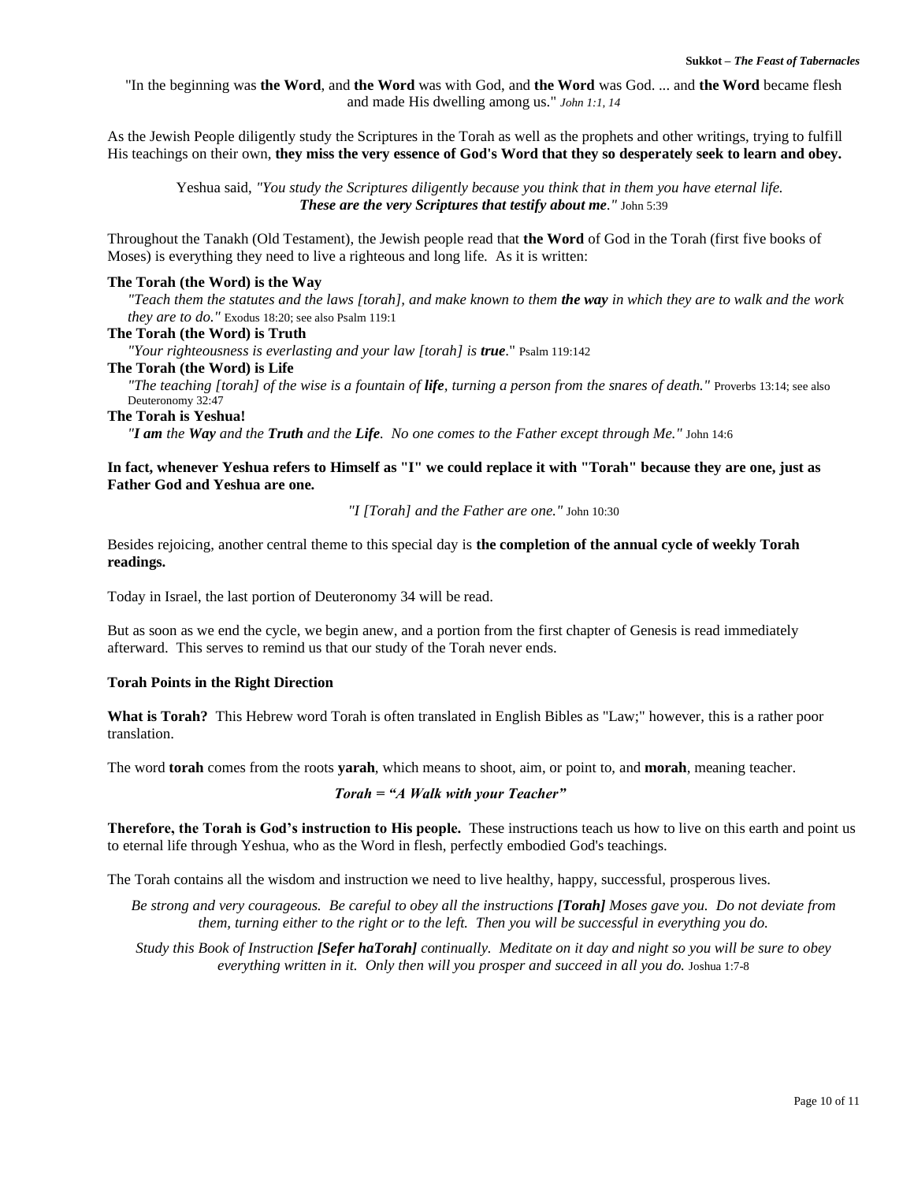"In the beginning was **the Word**, and **the Word** was with God, and **the Word** was God. ... and **the Word** became flesh and made His dwelling among us." *John 1:1, 14*

As the Jewish People diligently study the Scriptures in the Torah as well as the prophets and other writings, trying to fulfill His teachings on their own, **they miss the very essence of God's Word that they so desperately seek to learn and obey.**

Yeshua said, *"You study the Scriptures diligently because you think that in them you have eternal life. **These are the very Scriptures that testify about me**."* John 5:39

Throughout the Tanakh (Old Testament), the Jewish people read that **the Word** of God in the Torah (first five books of Moses) is everything they need to live a righteous and long life. As it is written:

**The Torah (the Word) is the Way**

*"Teach them the statutes and the laws [torah], and make known to them **the way** in which they are to walk and the work they are to do."* Exodus 18:20; see also Psalm 119:1

**The Torah (the Word) is Truth**

*"Your righteousness is everlasting and your law [torah] is **true**."* Psalm 119:142

**The Torah (the Word) is Life**

*"The teaching [torah] of the wise is a fountain of **life**, turning a person from the snares of death."* Proverbs 13:14; see also Deuteronomy 32:47

**The Torah is Yeshua!**

*"**I am** the **Way** and the **Truth** and the **Life**. No one comes to the Father except through Me."* John 14:6

**In fact, whenever Yeshua refers to Himself as "I" we could replace it with "Torah" because they are one, just as Father God and Yeshua are one.**

*"I [Torah] and the Father are one."* John 10:30

Besides rejoicing, another central theme to this special day is **the completion of the annual cycle of weekly Torah readings.**

Today in Israel, the last portion of Deuteronomy 34 will be read.

But as soon as we end the cycle, we begin anew, and a portion from the first chapter of Genesis is read immediately afterward. This serves to remind us that our study of the Torah never ends.

**Torah Points in the Right Direction**

**What is Torah?** This Hebrew word Torah is often translated in English Bibles as "Law;" however, this is a rather poor translation.

The word **torah** comes from the roots **yarah**, which means to shoot, aim, or point to, and **morah**, meaning teacher.

***Torah = "A Walk with your Teacher"***

**Therefore, the Torah is God's instruction to His people.** These instructions teach us how to live on this earth and point us to eternal life through Yeshua, who as the Word in flesh, perfectly embodied God's teachings.

The Torah contains all the wisdom and instruction we need to live healthy, happy, successful, prosperous lives.

*Be strong and very courageous. Be careful to obey all the instructions **[Torah]** Moses gave you. Do not deviate from them, turning either to the right or to the left. Then you will be successful in everything you do.*

*Study this Book of Instruction **[Sefer haTorah]** continually. Meditate on it day and night so you will be sure to obey everything written in it. Only then will you prosper and succeed in all you do.* Joshua 1:7-8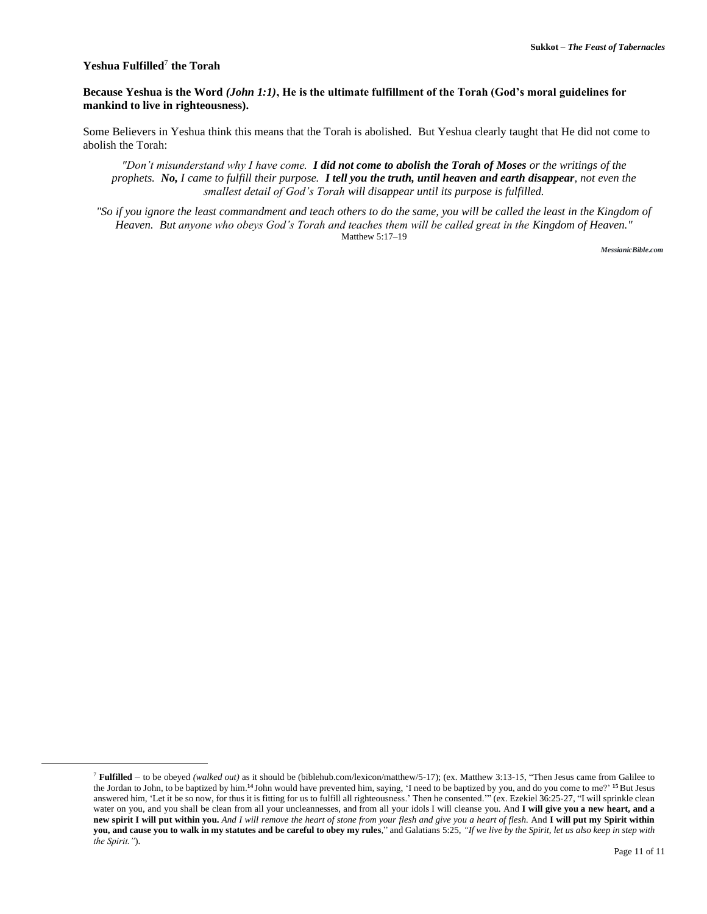### Yeshua Fulfilled[7] the Torah

**Because Yeshua is the Word *(John 1:1)*, He is the ultimate fulfillment of the Torah (God's moral guidelines for mankind to live in righteousness).**

Some Believers in Yeshua think this means that the Torah is abolished. But Yeshua clearly taught that He did not come to abolish the Torah:

> *"Don't misunderstand why I have come.* ***I did not come to abolish the Torah of Moses*** *or the writings of the prophets.* ***No,*** *I came to fulfill their purpose.* ***I tell you the truth, until heaven and earth disappear****, not even the smallest detail of God's Torah will disappear until its purpose is fulfilled.*
>
> *"So if you ignore the least commandment and teach others to do the same, you will be called the least in the Kingdom of Heaven. But anyone who obeys God's Torah and teaches them will be called great in the Kingdom of Heaven."*
> Matthew 5:17–19

***MessianicBible.com***

---

[7] **Fulfilled** – to be obeyed *(walked out)* as it should be (biblehub.com/lexicon/matthew/5-17); (ex. Matthew 3:13-15, "Then Jesus came from Galilee to the Jordan to John, to be baptized by him.**14** John would have prevented him, saying, 'I need to be baptized by you, and do you come to me?' **15** But Jesus answered him, 'Let it be so now, for thus it is fitting for us to fulfill all righteousness.' Then he consented.'" (ex. Ezekiel 36:25-27, "I will sprinkle clean water on you, and you shall be clean from all your uncleannesses, and from all your idols I will cleanse you. And **I will give you a new heart, and a new spirit I will put within you.** *And I will remove the heart of stone from your flesh and give you a heart of flesh.* And **I will put my Spirit within you, and cause you to walk in my statutes and be careful to obey my rules**," and Galatians 5:25, *"If we live by the Spirit, let us also keep in step with the Spirit."*).